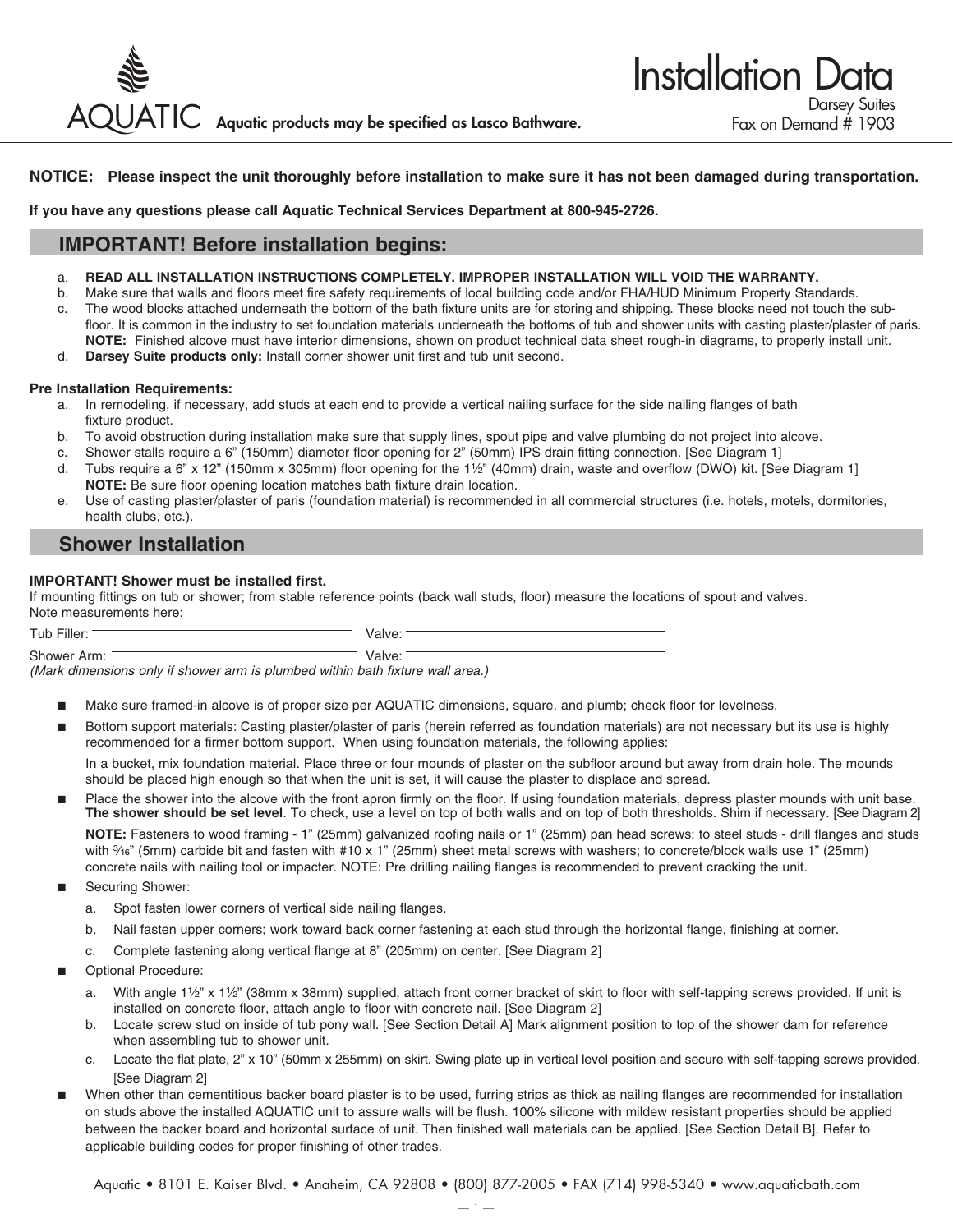AQUATIC **Aquatic products may be specified as Lasco Bathware.**

# Installation Data

Darsey Suites
Fax on Demand # 1903

**NOTICE: Please inspect the unit thoroughly before installation to make sure it has not been damaged during transportation.**

**If you have any questions please call Aquatic Technical Services Department at 800-945-2726.**

## IMPORTANT! Before installation begins:

a. **READ ALL INSTALLATION INSTRUCTIONS COMPLETELY. IMPROPER INSTALLATION WILL VOID THE WARRANTY.**
b. Make sure that walls and floors meet fire safety requirements of local building code and/or FHA/HUD Minimum Property Standards.
c. The wood blocks attached underneath the bottom of the bath fixture units are for storing and shipping. These blocks need not touch the subfloor. It is common in the industry to set foundation materials underneath the bottoms of tub and shower units with casting plaster/plaster of paris. **NOTE:** Finished alcove must have interior dimensions, shown on product technical data sheet rough-in diagrams, to properly install unit.
d. **Darsey Suite products only:** Install corner shower unit first and tub unit second.

**Pre Installation Requirements:**

a. In remodeling, if necessary, add studs at each end to provide a vertical nailing surface for the side nailing flanges of bath fixture product.
b. To avoid obstruction during installation make sure that supply lines, spout pipe and valve plumbing do not project into alcove.
c. Shower stalls require a 6" (150mm) diameter floor opening for 2" (50mm) IPS drain fitting connection. [See Diagram 1]
d. Tubs require a 6" x 12" (150mm x 305mm) floor opening for the 1½" (40mm) drain, waste and overflow (DWO) kit. [See Diagram 1] **NOTE:** Be sure floor opening location matches bath fixture drain location.
e. Use of casting plaster/plaster of paris (foundation material) is recommended in all commercial structures (i.e. hotels, motels, dormitories, health clubs, etc.).

## Shower Installation

**IMPORTANT! Shower must be installed first.**
If mounting fittings on tub or shower; from stable reference points (back wall studs, floor) measure the locations of spout and valves. Note measurements here:

Tub Filler: ______________________ Valve: ______________________

Shower Arm: ______________________ Valve: ______________________

*(Mark dimensions only if shower arm is plumbed within bath fixture wall area.)*

- Make sure framed-in alcove is of proper size per AQUATIC dimensions, square, and plumb; check floor for levelness.
- Bottom support materials: Casting plaster/plaster of paris (herein referred as foundation materials) are not necessary but its use is highly recommended for a firmer bottom support. When using foundation materials, the following applies:

  In a bucket, mix foundation material. Place three or four mounds of plaster on the subfloor around but away from drain hole. The mounds should be placed high enough so that when the unit is set, it will cause the plaster to displace and spread.
- Place the shower into the alcove with the front apron firmly on the floor. If using foundation materials, depress plaster mounds with unit base. **The shower should be set level**. To check, use a level on top of both walls and on top of both thresholds. Shim if necessary. [See Diagram 2]

  **NOTE:** Fasteners to wood framing - 1" (25mm) galvanized roofing nails or 1" (25mm) pan head screws; to steel studs - drill flanges and studs with 3⁄16" (5mm) carbide bit and fasten with #10 x 1" (25mm) sheet metal screws with washers; to concrete/block walls use 1" (25mm) concrete nails with nailing tool or impacter. NOTE: Pre drilling nailing flanges is recommended to prevent cracking the unit.
- Securing Shower:
  a. Spot fasten lower corners of vertical side nailing flanges.
  b. Nail fasten upper corners; work toward back corner fastening at each stud through the horizontal flange, finishing at corner.
  c. Complete fastening along vertical flange at 8" (205mm) on center. [See Diagram 2]
- Optional Procedure:
  a. With angle 1½" x 1½" (38mm x 38mm) supplied, attach front corner bracket of skirt to floor with self-tapping screws provided. If unit is installed on concrete floor, attach angle to floor with concrete nail. [See Diagram 2]
  b. Locate screw stud on inside of tub pony wall. [See Section Detail A] Mark alignment position to top of the shower dam for reference when assembling tub to shower unit.
  c. Locate the flat plate, 2" x 10" (50mm x 255mm) on skirt. Swing plate up in vertical level position and secure with self-tapping screws provided. [See Diagram 2]
- When other than cementitious backer board plaster is to be used, furring strips as thick as nailing flanges are recommended for installation on studs above the installed AQUATIC unit to assure walls will be flush. 100% silicone with mildew resistant properties should be applied between the backer board and horizontal surface of unit. Then finished wall materials can be applied. [See Section Detail B]. Refer to applicable building codes for proper finishing of other trades.

Aquatic • 8101 E. Kaiser Blvd. • Anaheim, CA 92808 • (800) 877-2005 • FAX (714) 998-5340 • www.aquaticbath.com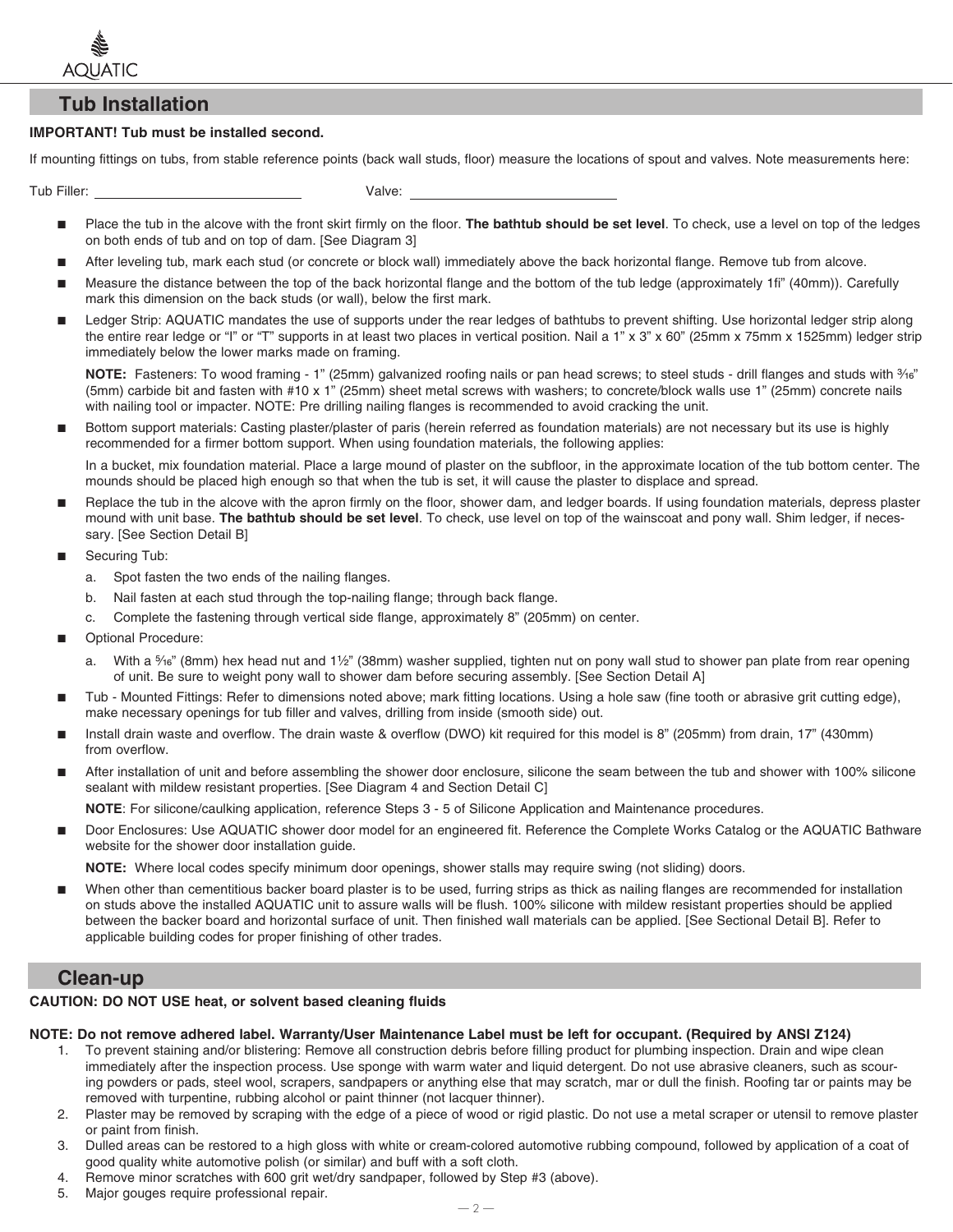## Tub Installation

**IMPORTANT! Tub must be installed second.**

If mounting fittings on tubs, from stable reference points (back wall studs, floor) measure the locations of spout and valves. Note measurements here:

Tub Filler: ____________________ Valve: ____________________

- Place the tub in the alcove with the front skirt firmly on the floor. **The bathtub should be set level**. To check, use a level on top of the ledges on both ends of tub and on top of dam. [See Diagram 3]
- After leveling tub, mark each stud (or concrete or block wall) immediately above the back horizontal flange. Remove tub from alcove.
- Measure the distance between the top of the back horizontal flange and the bottom of the tub ledge (approximately 1fi" (40mm)). Carefully mark this dimension on the back studs (or wall), below the first mark.
- Ledger Strip: AQUATIC mandates the use of supports under the rear ledges of bathtubs to prevent shifting. Use horizontal ledger strip along the entire rear ledge or "I" or "T" supports in at least two places in vertical position. Nail a 1" x 3" x 60" (25mm x 75mm x 1525mm) ledger strip immediately below the lower marks made on framing.

  **NOTE:** Fasteners: To wood framing - 1" (25mm) galvanized roofing nails or pan head screws; to steel studs - drill flanges and studs with 3⁄16" (5mm) carbide bit and fasten with #10 x 1" (25mm) sheet metal screws with washers; to concrete/block walls use 1" (25mm) concrete nails with nailing tool or impacter. NOTE: Pre drilling nailing flanges is recommended to avoid cracking the unit.

- Bottom support materials: Casting plaster/plaster of paris (herein referred as foundation materials) are not necessary but its use is highly recommended for a firmer bottom support. When using foundation materials, the following applies:

  In a bucket, mix foundation material. Place a large mound of plaster on the subfloor, in the approximate location of the tub bottom center. The mounds should be placed high enough so that when the tub is set, it will cause the plaster to displace and spread.

- Replace the tub in the alcove with the apron firmly on the floor, shower dam, and ledger boards. If using foundation materials, depress plaster mound with unit base. **The bathtub should be set level**. To check, use level on top of the wainscoat and pony wall. Shim ledger, if necessary. [See Section Detail B]
- Securing Tub:
  a. Spot fasten the two ends of the nailing flanges.
  b. Nail fasten at each stud through the top-nailing flange; through back flange.
  c. Complete the fastening through vertical side flange, approximately 8" (205mm) on center.
- Optional Procedure:
  a. With a 5⁄16" (8mm) hex head nut and 1½" (38mm) washer supplied, tighten nut on pony wall stud to shower pan plate from rear opening of unit. Be sure to weight pony wall to shower dam before securing assembly. [See Section Detail A]
- Tub - Mounted Fittings: Refer to dimensions noted above; mark fitting locations. Using a hole saw (fine tooth or abrasive grit cutting edge), make necessary openings for tub filler and valves, drilling from inside (smooth side) out.
- Install drain waste and overflow. The drain waste & overflow (DWO) kit required for this model is 8" (205mm) from drain, 17" (430mm) from overflow.
- After installation of unit and before assembling the shower door enclosure, silicone the seam between the tub and shower with 100% silicone sealant with mildew resistant properties. [See Diagram 4 and Section Detail C]

  **NOTE**: For silicone/caulking application, reference Steps 3 - 5 of Silicone Application and Maintenance procedures.

- Door Enclosures: Use AQUATIC shower door model for an engineered fit. Reference the Complete Works Catalog or the AQUATIC Bathware website for the shower door installation guide.

  **NOTE:** Where local codes specify minimum door openings, shower stalls may require swing (not sliding) doors.

- When other than cementitious backer board plaster is to be used, furring strips as thick as nailing flanges are recommended for installation on studs above the installed AQUATIC unit to assure walls will be flush. 100% silicone with mildew resistant properties should be applied between the backer board and horizontal surface of unit. Then finished wall materials can be applied. [See Sectional Detail B]. Refer to applicable building codes for proper finishing of other trades.

## Clean-up

**CAUTION: DO NOT USE heat, or solvent based cleaning fluids**

**NOTE: Do not remove adhered label. Warranty/User Maintenance Label must be left for occupant. (Required by ANSI Z124)**

1. To prevent staining and/or blistering: Remove all construction debris before filling product for plumbing inspection. Drain and wipe clean immediately after the inspection process. Use sponge with warm water and liquid detergent. Do not use abrasive cleaners, such as scouring powders or pads, steel wool, scrapers, sandpapers or anything else that may scratch, mar or dull the finish. Roofing tar or paints may be removed with turpentine, rubbing alcohol or paint thinner (not lacquer thinner).
2. Plaster may be removed by scraping with the edge of a piece of wood or rigid plastic. Do not use a metal scraper or utensil to remove plaster or paint from finish.
3. Dulled areas can be restored to a high gloss with white or cream-colored automotive rubbing compound, followed by application of a coat of good quality white automotive polish (or similar) and buff with a soft cloth.
4. Remove minor scratches with 600 grit wet/dry sandpaper, followed by Step #3 (above).
5. Major gouges require professional repair.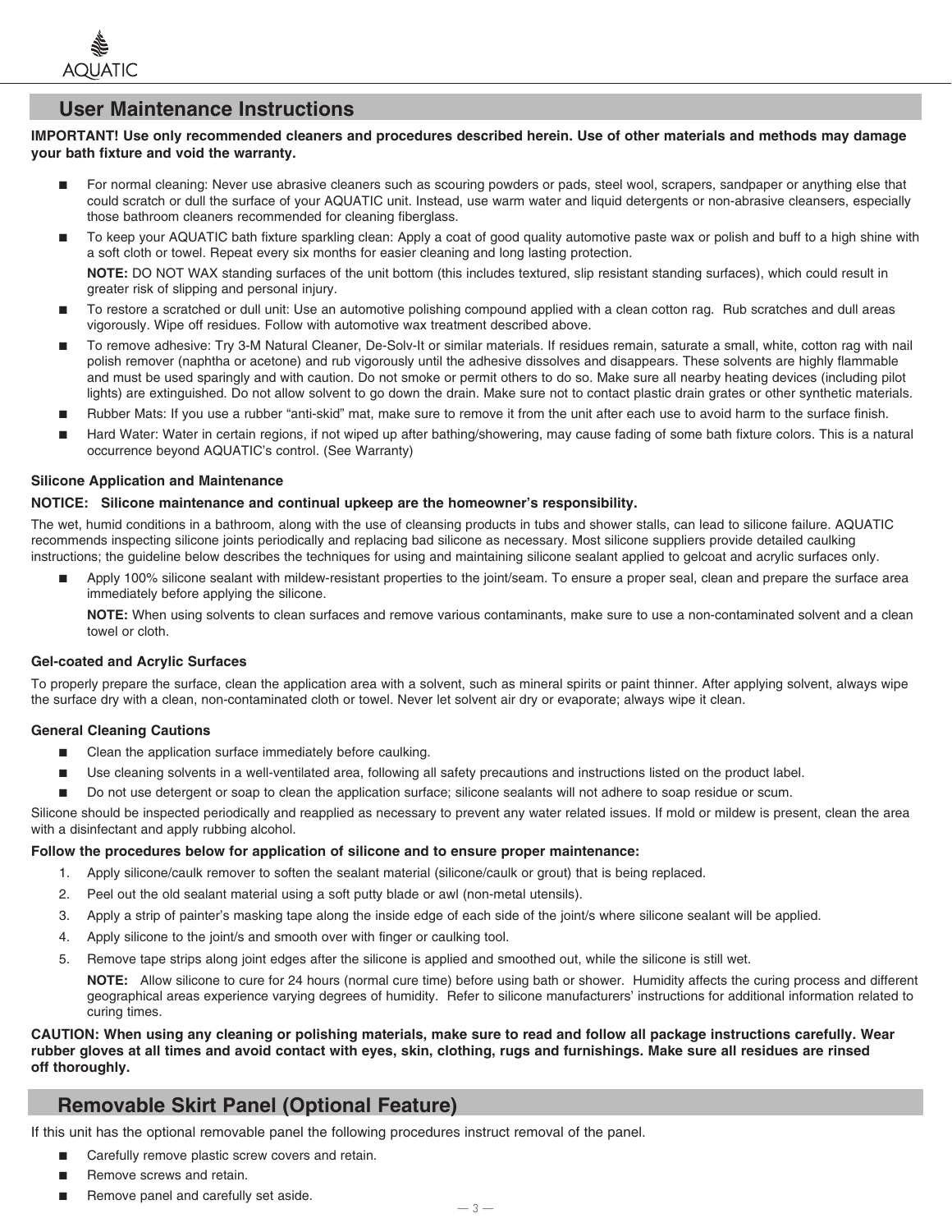## User Maintenance Instructions

**IMPORTANT! Use only recommended cleaners and procedures described herein. Use of other materials and methods may damage your bath fixture and void the warranty.**

- For normal cleaning: Never use abrasive cleaners such as scouring powders or pads, steel wool, scrapers, sandpaper or anything else that could scratch or dull the surface of your AQUATIC unit. Instead, use warm water and liquid detergents or non-abrasive cleansers, especially those bathroom cleaners recommended for cleaning fiberglass.
- To keep your AQUATIC bath fixture sparkling clean: Apply a coat of good quality automotive paste wax or polish and buff to a high shine with a soft cloth or towel. Repeat every six months for easier cleaning and long lasting protection.

  **NOTE:** DO NOT WAX standing surfaces of the unit bottom (this includes textured, slip resistant standing surfaces), which could result in greater risk of slipping and personal injury.
- To restore a scratched or dull unit: Use an automotive polishing compound applied with a clean cotton rag. Rub scratches and dull areas vigorously. Wipe off residues. Follow with automotive wax treatment described above.
- To remove adhesive: Try 3-M Natural Cleaner, De-Solv-It or similar materials. If residues remain, saturate a small, white, cotton rag with nail polish remover (naphtha or acetone) and rub vigorously until the adhesive dissolves and disappears. These solvents are highly flammable and must be used sparingly and with caution. Do not smoke or permit others to do so. Make sure all nearby heating devices (including pilot lights) are extinguished. Do not allow solvent to go down the drain. Make sure not to contact plastic drain grates or other synthetic materials.
- Rubber Mats: If you use a rubber “anti-skid” mat, make sure to remove it from the unit after each use to avoid harm to the surface finish.
- Hard Water: Water in certain regions, if not wiped up after bathing/showering, may cause fading of some bath fixture colors. This is a natural occurrence beyond AQUATIC’s control. (See Warranty)

#### Silicone Application and Maintenance

**NOTICE: Silicone maintenance and continual upkeep are the homeowner’s responsibility.**

The wet, humid conditions in a bathroom, along with the use of cleansing products in tubs and shower stalls, can lead to silicone failure. AQUATIC recommends inspecting silicone joints periodically and replacing bad silicone as necessary. Most silicone suppliers provide detailed caulking instructions; the guideline below describes the techniques for using and maintaining silicone sealant applied to gelcoat and acrylic surfaces only.

- Apply 100% silicone sealant with mildew-resistant properties to the joint/seam. To ensure a proper seal, clean and prepare the surface area immediately before applying the silicone.

  **NOTE:** When using solvents to clean surfaces and remove various contaminants, make sure to use a non-contaminated solvent and a clean towel or cloth.

#### Gel-coated and Acrylic Surfaces

To properly prepare the surface, clean the application area with a solvent, such as mineral spirits or paint thinner. After applying solvent, always wipe the surface dry with a clean, non-contaminated cloth or towel. Never let solvent air dry or evaporate; always wipe it clean.

#### General Cleaning Cautions

- Clean the application surface immediately before caulking.
- Use cleaning solvents in a well-ventilated area, following all safety precautions and instructions listed on the product label.
- Do not use detergent or soap to clean the application surface; silicone sealants will not adhere to soap residue or scum.

Silicone should be inspected periodically and reapplied as necessary to prevent any water related issues. If mold or mildew is present, clean the area with a disinfectant and apply rubbing alcohol.

**Follow the procedures below for application of silicone and to ensure proper maintenance:**

1. Apply silicone/caulk remover to soften the sealant material (silicone/caulk or grout) that is being replaced.
2. Peel out the old sealant material using a soft putty blade or awl (non-metal utensils).
3. Apply a strip of painter’s masking tape along the inside edge of each side of the joint/s where silicone sealant will be applied.
4. Apply silicone to the joint/s and smooth over with finger or caulking tool.
5. Remove tape strips along joint edges after the silicone is applied and smoothed out, while the silicone is still wet.

   **NOTE:** Allow silicone to cure for 24 hours (normal cure time) before using bath or shower. Humidity affects the curing process and different geographical areas experience varying degrees of humidity. Refer to silicone manufacturers’ instructions for additional information related to curing times.

**CAUTION: When using any cleaning or polishing materials, make sure to read and follow all package instructions carefully. Wear rubber gloves at all times and avoid contact with eyes, skin, clothing, rugs and furnishings. Make sure all residues are rinsed off thoroughly.**

## Removable Skirt Panel (Optional Feature)

If this unit has the optional removable panel the following procedures instruct removal of the panel.

- Carefully remove plastic screw covers and retain.
- Remove screws and retain.
- Remove panel and carefully set aside.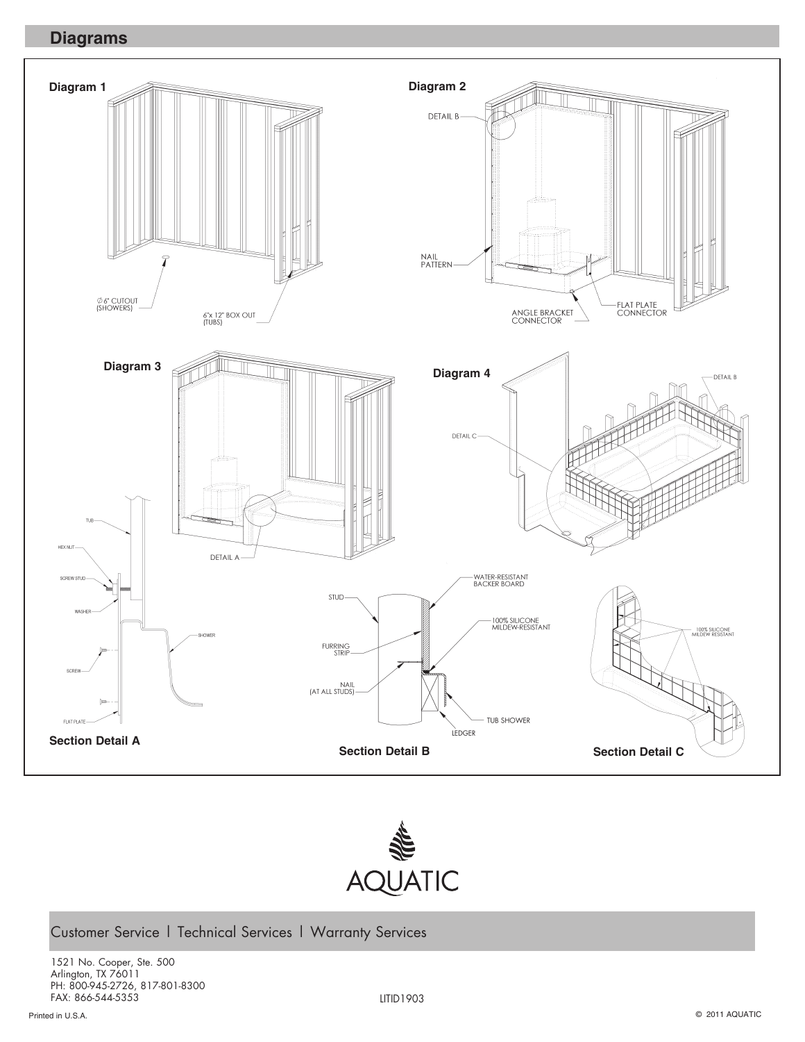## Diagrams

**Diagram 1**

∅ 6" CUTOUT
(SHOWERS)

6"x 12" BOX OUT
(TUBS)

**Diagram 2**

DETAIL B

NAIL
PATTERN

ANGLE BRACKET
CONNECTOR

FLAT PLATE
CONNECTOR

**Diagram 3**

DETAIL A

**Diagram 4**

DETAIL B

DETAIL C

TUB

HEX NUT

SCREW STUD

WASHER

SHOWER

SCREW

FLAT PLATE

**Section Detail A**

STUD

WATER-RESISTANT
BACKER BOARD

100% SILICONE
MILDEW-RESISTANT

FURRING
STRIP

NAIL
(AT ALL STUDS)

TUB SHOWER

LEDGER

**Section Detail B**

100% SILICONE
MILDEW RESISTANT

**Section Detail C**

AQUATIC

Customer Service | Technical Services | Warranty Services

1521 No. Cooper, Ste. 500
Arlington, TX 76011
PH: 800-945-2726, 817-801-8300
FAX: 866-544-5353

LITID1903

Printed in U.S.A.

© 2011 AQUATIC